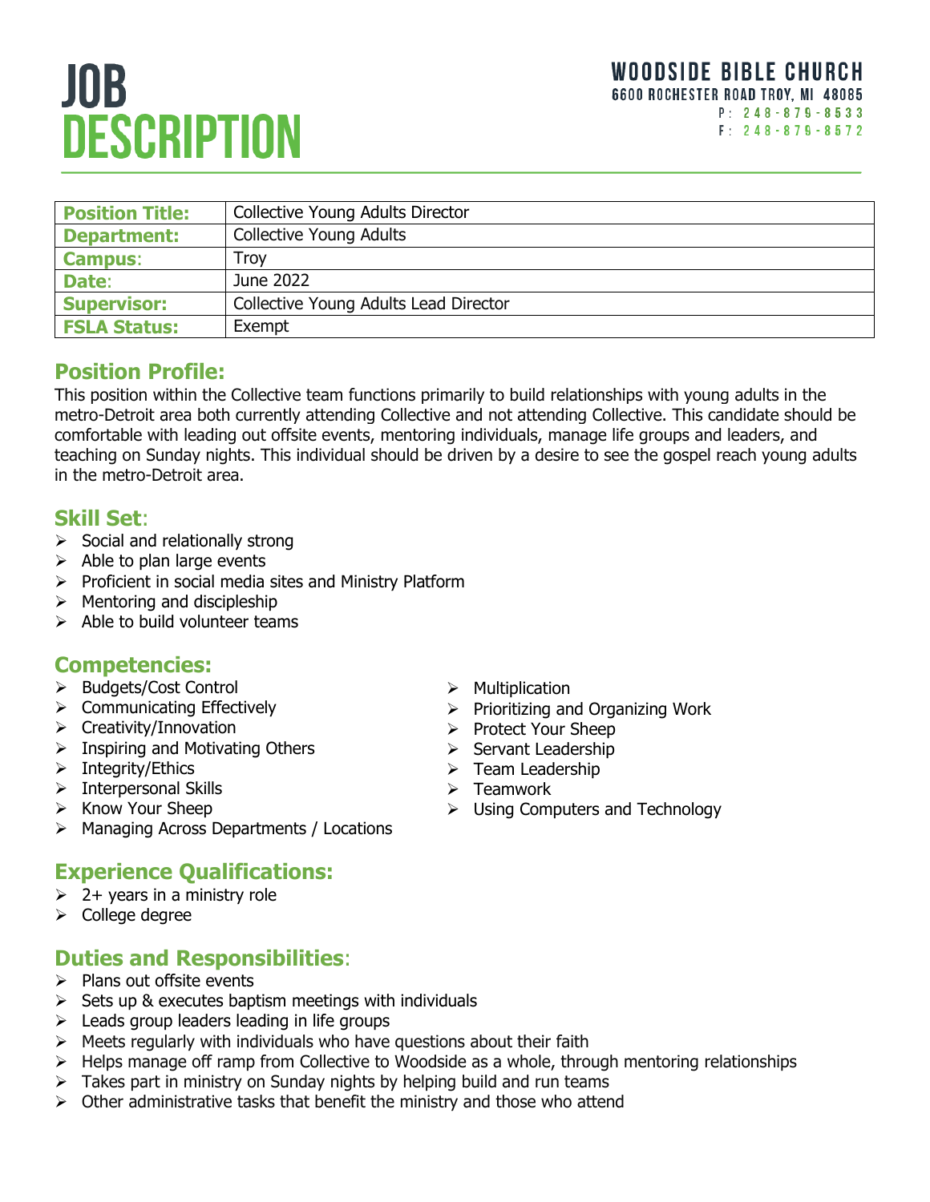# JOB DESCRIPTION

**WOODSIDE BIBLE CHURCH**
6600 ROCHESTER ROAD TROY, MI 48085
P: 248-879-8533
F: 248-879-8572

| | |
|---|---|
| **Position Title:** | Collective Young Adults Director |
| **Department:** | Collective Young Adults |
| **Campus:** | Troy |
| **Date:** | June 2022 |
| **Supervisor:** | Collective Young Adults Lead Director |
| **FSLA Status:** | Exempt |

## Position Profile:

This position within the Collective team functions primarily to build relationships with young adults in the metro-Detroit area both currently attending Collective and not attending Collective. This candidate should be comfortable with leading out offsite events, mentoring individuals, manage life groups and leaders, and teaching on Sunday nights. This individual should be driven by a desire to see the gospel reach young adults in the metro-Detroit area.

## Skill Set:

- Social and relationally strong
- Able to plan large events
- Proficient in social media sites and Ministry Platform
- Mentoring and discipleship
- Able to build volunteer teams

## Competencies:

- Budgets/Cost Control
- Communicating Effectively
- Creativity/Innovation
- Inspiring and Motivating Others
- Integrity/Ethics
- Interpersonal Skills
- Know Your Sheep
- Managing Across Departments / Locations
- Multiplication
- Prioritizing and Organizing Work
- Protect Your Sheep
- Servant Leadership
- Team Leadership
- Teamwork
- Using Computers and Technology

## Experience Qualifications:

- 2+ years in a ministry role
- College degree

## Duties and Responsibilities:

- Plans out offsite events
- Sets up & executes baptism meetings with individuals
- Leads group leaders leading in life groups
- Meets regularly with individuals who have questions about their faith
- Helps manage off ramp from Collective to Woodside as a whole, through mentoring relationships
- Takes part in ministry on Sunday nights by helping build and run teams
- Other administrative tasks that benefit the ministry and those who attend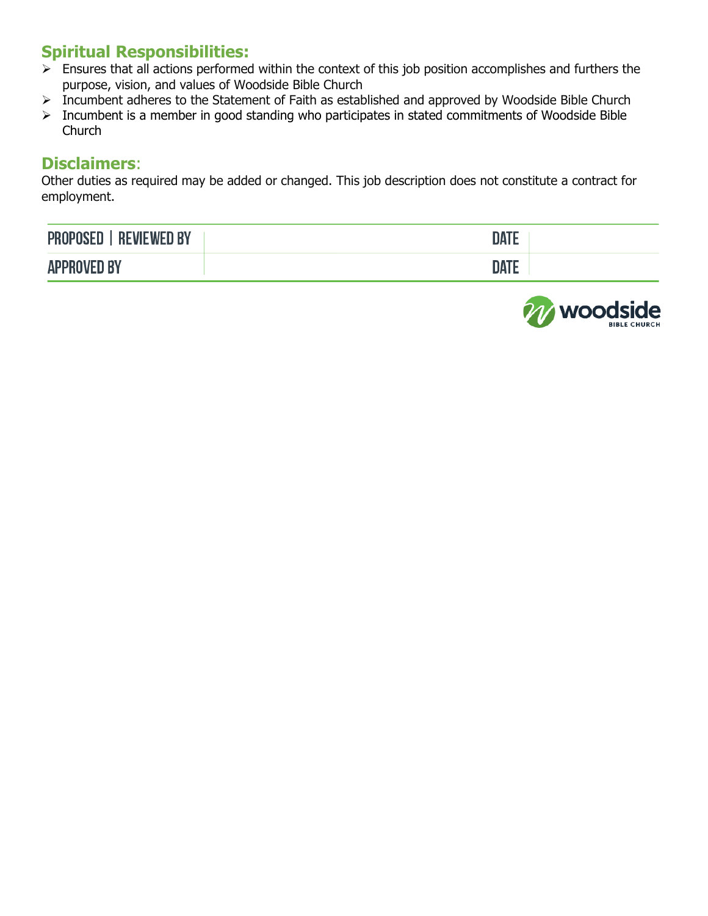## Spiritual Responsibilities:

- Ensures that all actions performed within the context of this job position accomplishes and furthers the purpose, vision, and values of Woodside Bible Church
- Incumbent adheres to the Statement of Faith as established and approved by Woodside Bible Church
- Incumbent is a member in good standing who participates in stated commitments of Woodside Bible Church

## Disclaimers:

Other duties as required may be added or changed. This job description does not constitute a contract for employment.

| | | | |
|---|---|---|---|
| PROPOSED \| REVIEWED BY | | DATE | |
| APPROVED BY | | DATE | |

woodside BIBLE CHURCH